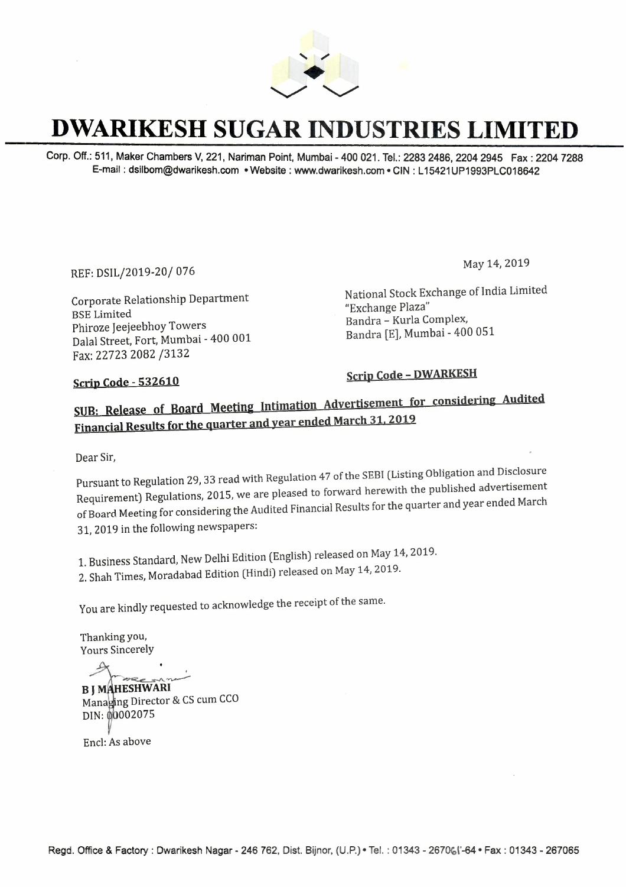# DWARIKESH SUGAR INDUSTRIES LIMITED

Corp. Off.: 511, Maker Chambers V, 221, Nariman Point, Mumbai - 400 021. Tel.: 2283 2486, 2204 2945 Fax : 2204 7288
E-mail : dsilbom@dwarikesh.com • Website : www.dwarikesh.com • CIN : L15421UP1993PLC018642

REF: DSIL/2019-20/ 076

May 14, 2019

Corporate Relationship Department
BSE Limited
Phiroze Jeejeebhoy Towers
Dalal Street, Fort, Mumbai - 400 001
Fax: 22723 2082 /3132

**Scrip Code - 532610**

National Stock Exchange of India Limited
"Exchange Plaza"
Bandra – Kurla Complex,
Bandra [E], Mumbai - 400 051

**Scrip Code – DWARKESH**

**SUB: Release of Board Meeting Intimation Advertisement for considering Audited Financial Results for the quarter and year ended March 31, 2019**

Dear Sir,

Pursuant to Regulation 29, 33 read with Regulation 47 of the SEBI (Listing Obligation and Disclosure Requirement) Regulations, 2015, we are pleased to forward herewith the published advertisement of Board Meeting for considering the Audited Financial Results for the quarter and year ended March 31, 2019 in the following newspapers:

1. Business Standard, New Delhi Edition (English) released on May 14, 2019.
2. Shah Times, Moradabad Edition (Hindi) released on May 14, 2019.

You are kindly requested to acknowledge the receipt of the same.

Thanking you,
Yours Sincerely

**B J MAHESHWARI**
Managing Director & CS cum CCO
DIN: 00002075

Encl: As above

Regd. Office & Factory : Dwarikesh Nagar - 246 762, Dist. Bijnor, (U.P.) • Tel. : 01343 - 267061-64 • Fax : 01343 - 267065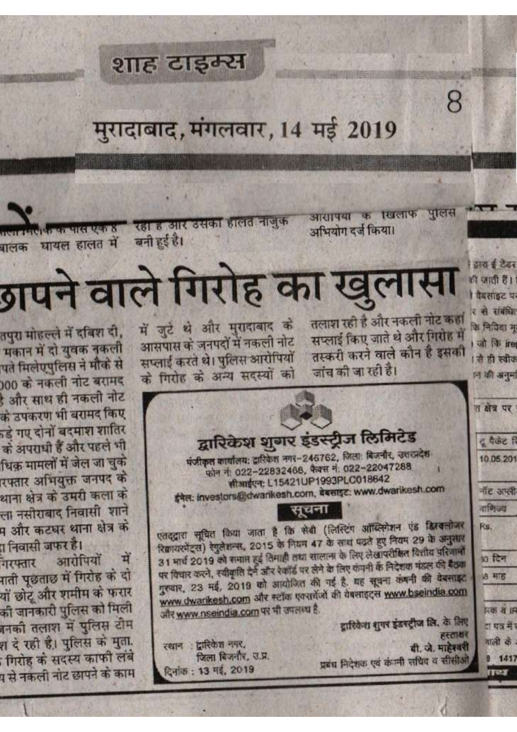# शाह टाइम्स

## मुरादाबाद, मंगलवार, 14 मई 2019

बालक घायल हालत में

रहा है और उसकी हालत नाजुक बनी हुई है।

आरोपियों के खिलाफ पुलिस अभियोग दर्ज किया।

# छापने वाले गिरोह का खुलासा

तपुरा मोहल्ले में दबिश दी, मकान में दो युवक नकली पते मिलेएपुलिस ने मौके से 000 के नकली नोट बरामद और साथ ही नकली नोट के उपकरण भी बरामद किए कड़े गए दोनों बदमाश शातिर के अपराधी हैं और पहले भी धिक्र मामलों में जेल जा चुके रफ्तार अभियुक्त जनपद के थाना क्षेत्र के उमरी कला के ला नसीराबाद निवासी शाने म और कटघर थाना क्षेत्र के निवासी जफर है।

गिरफ्तार आरोपियों में पाती पूछताछ में गिरोह के दो यों छोटू और शमीम के फरार की जानकारी पुलिस को मिली नकी तलाश में पुलिस टीम श दे रही है। पुलिस के मुता. गिरोह के सदस्य काफी लंबे य से नकली नोट छापने के काम में जुटे थे और मुरादाबाद के आसपास के जनपदों में नकली नोट सप्लाई करते थे। पुलिस आरोपियों के गिरोह के अन्य सदस्यों को तलाश रही है और नकली नोट कहां सप्लाई किए जाते थे और गिरोह में तस्करी करने वाले कौन है इसकी जांच की जा रही है।

---

## द्वारिकेश शुगर इंडस्ट्रीज लिमिटेड

पंजीकृत कार्यालय: द्वारिकेश नगर-246762, जिला: बिजनौर, उत्तरप्रदेश
फोन नं: 022-22832468, फैक्स नं: 022-22047288
सीआईएन: L15421UP1993PLC018642
ईमेल: investors@dwarikesh.com, वेबसाइट: www.dwarikesh.com

### सूचना

एतद्द्वारा सूचित किया जाता है कि सेबी (लिस्टिंग ऑब्लिगेशन एंड डिस्क्लोजर रिक्वायरमेंट्स) रेगुलेशन्स, 2015 के नियम 47 के साथ पढ़ते हुए नियम 29 के अनुसार 31 मार्च 2019 को समाप्त हुई तिमाही तथा सालाना के लिए लेखापरीक्षित वित्तीय परिणामों पर विचार करने, स्वीकृति देने और रेकॉर्ड पर लेने के लिए कंपनी के निदेशक मंडल की बैठक गुरुवार, 23 मई, 2019 को आयोजित की गई है, यह सूचना कंपनी की वेबसाइट www.dwarikesh.com और स्टॉक एक्सचेंजों की वेबसाइट्स www.bseindia.com और www.nseindia.com पर भी उपलब्ध है.

द्वारिकेश शुगर इंडस्ट्रीज लि. के लिए
हस्ताक्षर
बी. जे. माहेश्वरी
प्रबंध निदेशक एवं कंपनी सचिव व सीसीओ

स्थान : द्वारिकेश नगर,
जिला बिजनौर, उ.प्र.
दिनांक : 13 मई, 2019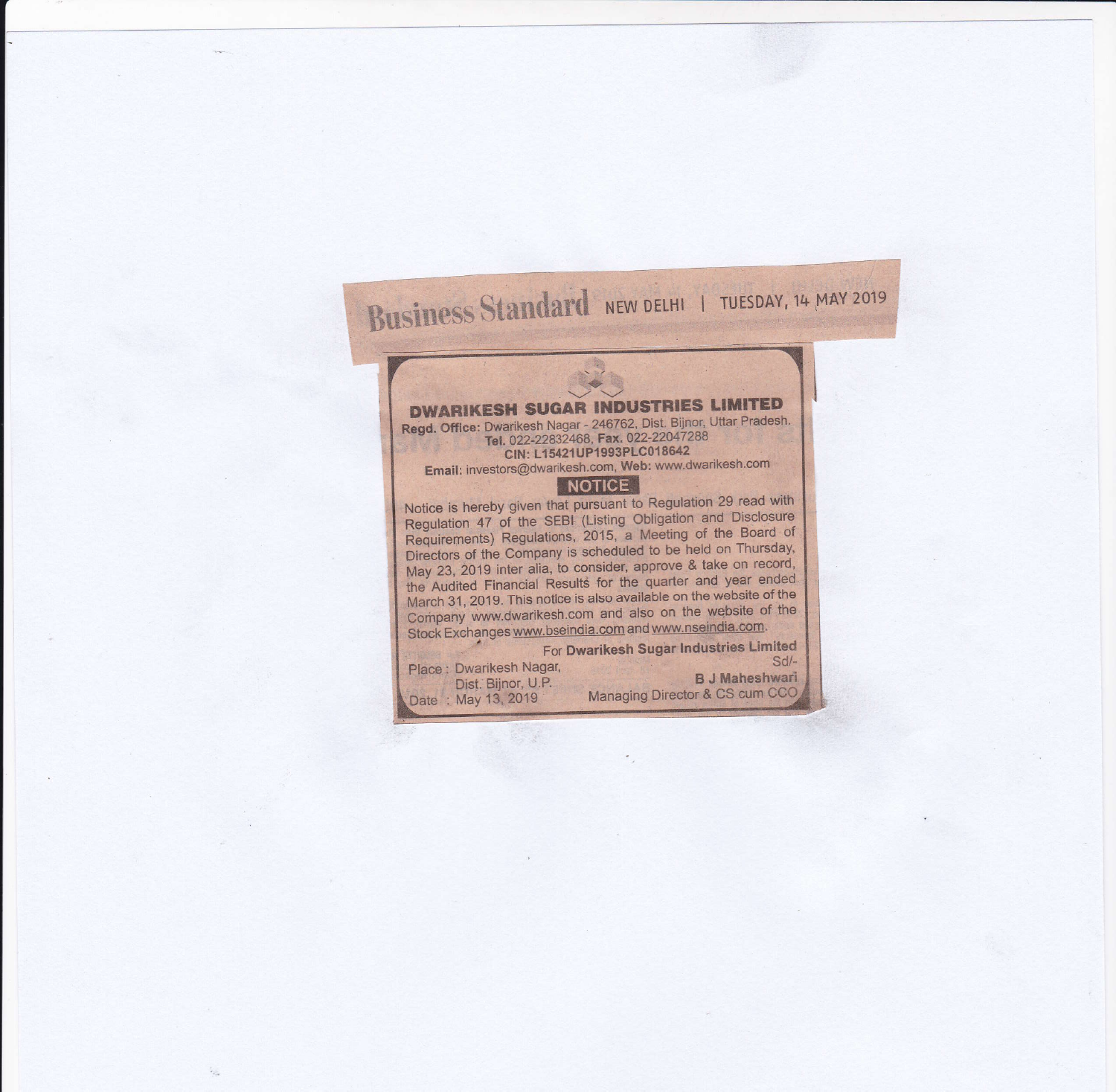Business Standard NEW DELHI | TUESDAY, 14 MAY 2019

# DWARIKESH SUGAR INDUSTRIES LIMITED

**Regd. Office:** Dwarikesh Nagar - 246762, Dist. Bijnor, Uttar Pradesh.
**Tel.** 022-22832468, **Fax.** 022-22047288
**CIN: L15421UP1993PLC018642**
**Email:** investors@dwarikesh.com, **Web:** www.dwarikesh.com

## NOTICE

Notice is hereby given that pursuant to Regulation 29 read with Regulation 47 of the SEBI (Listing Obligation and Disclosure Requirements) Regulations, 2015, a Meeting of the Board of Directors of the Company is scheduled to be held on Thursday, May 23, 2019 inter alia, to consider, approve & take on record, the Audited Financial Results for the quarter and year ended March 31, 2019. This notice is also available on the website of the Company www.dwarikesh.com and also on the website of the Stock Exchanges www.bseindia.com and www.nseindia.com.

For **Dwarikesh Sugar Industries Limited**
Sd/-
**B J Maheshwari**
Managing Director & CS cum CCO

Place : Dwarikesh Nagar, Dist. Bijnor, U.P.
Date : May 13, 2019